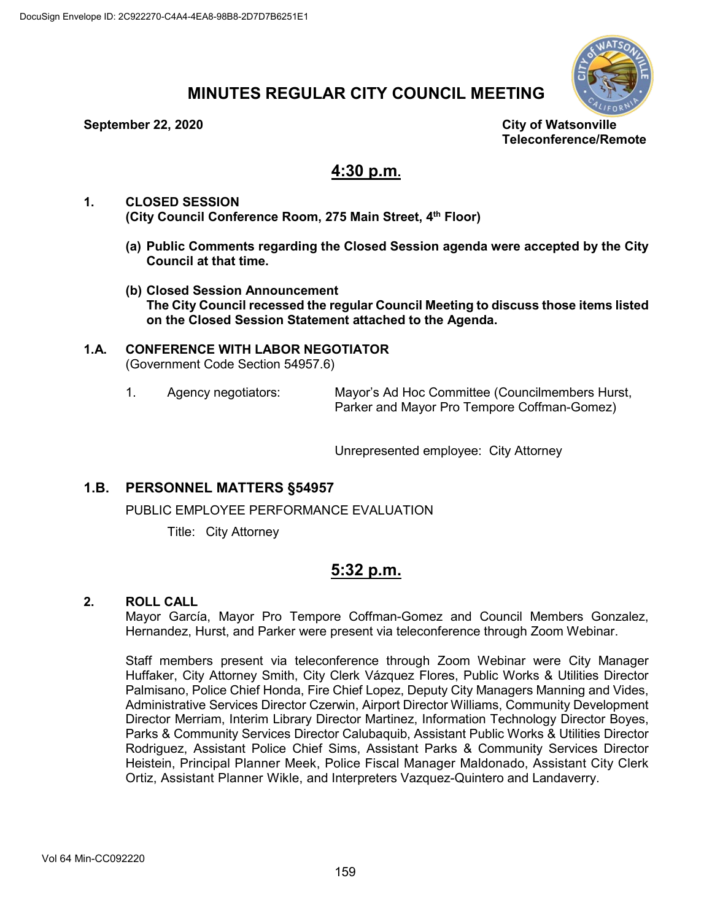DocuSign Envelope ID: 2C922270-C4A4-4EA8-98B8-2D7D7B6251E1

# MINUTES REGULAR CITY COUNCIL MEETING

**September 22, 2020**

**City of Watsonville**
**Teleconference/Remote**

## 4:30 p.m.

**1. CLOSED SESSION**
**(City Council Conference Room, 275 Main Street, 4th Floor)**

**(a) Public Comments regarding the Closed Session agenda were accepted by the City Council at that time.**

**(b) Closed Session Announcement**
**The City Council recessed the regular Council Meeting to discuss those items listed on the Closed Session Statement attached to the Agenda.**

**1.A. CONFERENCE WITH LABOR NEGOTIATOR**
(Government Code Section 54957.6)

1. Agency negotiators: Mayor's Ad Hoc Committee (Councilmembers Hurst, Parker and Mayor Pro Tempore Coffman-Gomez)

   Unrepresented employee: City Attorney

**1.B. PERSONNEL MATTERS §54957**

PUBLIC EMPLOYEE PERFORMANCE EVALUATION

Title: City Attorney

## 5:32 p.m.

**2. ROLL CALL**

Mayor García, Mayor Pro Tempore Coffman-Gomez and Council Members Gonzalez, Hernandez, Hurst, and Parker were present via teleconference through Zoom Webinar.

Staff members present via teleconference through Zoom Webinar were City Manager Huffaker, City Attorney Smith, City Clerk Vázquez Flores, Public Works & Utilities Director Palmisano, Police Chief Honda, Fire Chief Lopez, Deputy City Managers Manning and Vides, Administrative Services Director Czerwin, Airport Director Williams, Community Development Director Merriam, Interim Library Director Martinez, Information Technology Director Boyes, Parks & Community Services Director Calubaquib, Assistant Public Works & Utilities Director Rodriguez, Assistant Police Chief Sims, Assistant Parks & Community Services Director Heistein, Principal Planner Meek, Police Fiscal Manager Maldonado, Assistant City Clerk Ortiz, Assistant Planner Wikle, and Interpreters Vazquez-Quintero and Landaverry.

Vol 64 Min-CC092220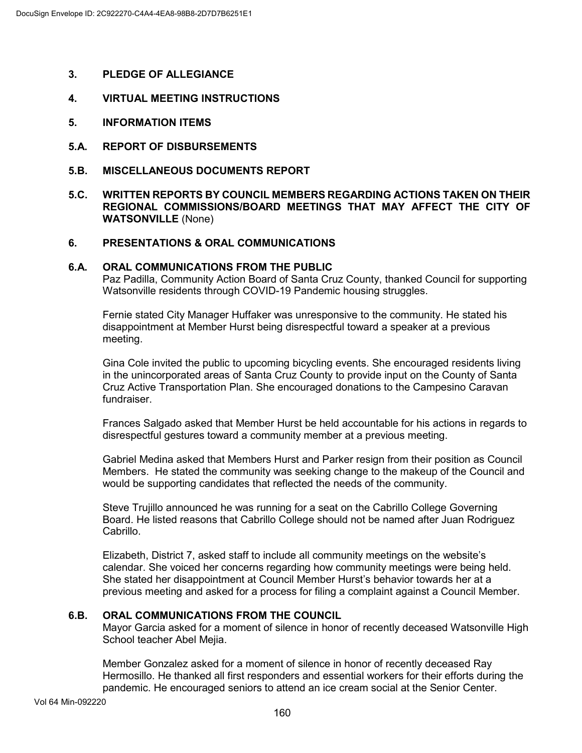## 3. PLEDGE OF ALLEGIANCE

## 4. VIRTUAL MEETING INSTRUCTIONS

## 5. INFORMATION ITEMS

### 5.A. REPORT OF DISBURSEMENTS

### 5.B. MISCELLANEOUS DOCUMENTS REPORT

### 5.C. WRITTEN REPORTS BY COUNCIL MEMBERS REGARDING ACTIONS TAKEN ON THEIR REGIONAL COMMISSIONS/BOARD MEETINGS THAT MAY AFFECT THE CITY OF WATSONVILLE (None)

## 6. PRESENTATIONS & ORAL COMMUNICATIONS

### 6.A. ORAL COMMUNICATIONS FROM THE PUBLIC

Paz Padilla, Community Action Board of Santa Cruz County, thanked Council for supporting Watsonville residents through COVID-19 Pandemic housing struggles.

Fernie stated City Manager Huffaker was unresponsive to the community. He stated his disappointment at Member Hurst being disrespectful toward a speaker at a previous meeting.

Gina Cole invited the public to upcoming bicycling events. She encouraged residents living in the unincorporated areas of Santa Cruz County to provide input on the County of Santa Cruz Active Transportation Plan. She encouraged donations to the Campesino Caravan fundraiser.

Frances Salgado asked that Member Hurst be held accountable for his actions in regards to disrespectful gestures toward a community member at a previous meeting.

Gabriel Medina asked that Members Hurst and Parker resign from their position as Council Members. He stated the community was seeking change to the makeup of the Council and would be supporting candidates that reflected the needs of the community.

Steve Trujillo announced he was running for a seat on the Cabrillo College Governing Board. He listed reasons that Cabrillo College should not be named after Juan Rodriguez Cabrillo.

Elizabeth, District 7, asked staff to include all community meetings on the website's calendar. She voiced her concerns regarding how community meetings were being held. She stated her disappointment at Council Member Hurst's behavior towards her at a previous meeting and asked for a process for filing a complaint against a Council Member.

### 6.B. ORAL COMMUNICATIONS FROM THE COUNCIL

Mayor Garcia asked for a moment of silence in honor of recently deceased Watsonville High School teacher Abel Mejia.

Member Gonzalez asked for a moment of silence in honor of recently deceased Ray Hermosillo. He thanked all first responders and essential workers for their efforts during the pandemic. He encouraged seniors to attend an ice cream social at the Senior Center.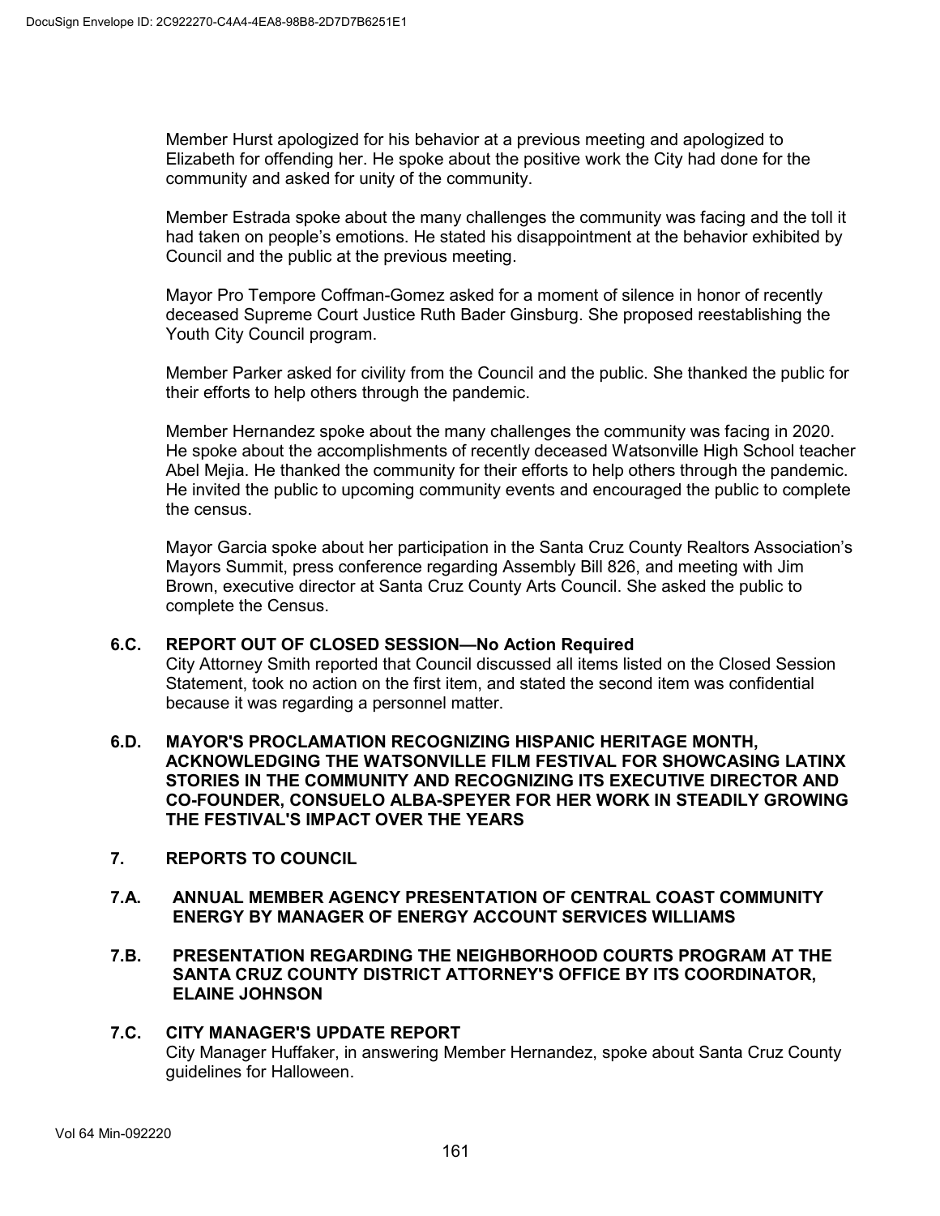Member Hurst apologized for his behavior at a previous meeting and apologized to Elizabeth for offending her. He spoke about the positive work the City had done for the community and asked for unity of the community.

Member Estrada spoke about the many challenges the community was facing and the toll it had taken on people's emotions. He stated his disappointment at the behavior exhibited by Council and the public at the previous meeting.

Mayor Pro Tempore Coffman-Gomez asked for a moment of silence in honor of recently deceased Supreme Court Justice Ruth Bader Ginsburg. She proposed reestablishing the Youth City Council program.

Member Parker asked for civility from the Council and the public. She thanked the public for their efforts to help others through the pandemic.

Member Hernandez spoke about the many challenges the community was facing in 2020. He spoke about the accomplishments of recently deceased Watsonville High School teacher Abel Mejia. He thanked the community for their efforts to help others through the pandemic. He invited the public to upcoming community events and encouraged the public to complete the census.

Mayor Garcia spoke about her participation in the Santa Cruz County Realtors Association's Mayors Summit, press conference regarding Assembly Bill 826, and meeting with Jim Brown, executive director at Santa Cruz County Arts Council. She asked the public to complete the Census.

**6.C. REPORT OUT OF CLOSED SESSION—No Action Required**

City Attorney Smith reported that Council discussed all items listed on the Closed Session Statement, took no action on the first item, and stated the second item was confidential because it was regarding a personnel matter.

**6.D. MAYOR'S PROCLAMATION RECOGNIZING HISPANIC HERITAGE MONTH, ACKNOWLEDGING THE WATSONVILLE FILM FESTIVAL FOR SHOWCASING LATINX STORIES IN THE COMMUNITY AND RECOGNIZING ITS EXECUTIVE DIRECTOR AND CO-FOUNDER, CONSUELO ALBA-SPEYER FOR HER WORK IN STEADILY GROWING THE FESTIVAL'S IMPACT OVER THE YEARS**

**7. REPORTS TO COUNCIL**

**7.A. ANNUAL MEMBER AGENCY PRESENTATION OF CENTRAL COAST COMMUNITY ENERGY BY MANAGER OF ENERGY ACCOUNT SERVICES WILLIAMS**

**7.B. PRESENTATION REGARDING THE NEIGHBORHOOD COURTS PROGRAM AT THE SANTA CRUZ COUNTY DISTRICT ATTORNEY'S OFFICE BY ITS COORDINATOR, ELAINE JOHNSON**

**7.C. CITY MANAGER'S UPDATE REPORT**

City Manager Huffaker, in answering Member Hernandez, spoke about Santa Cruz County guidelines for Halloween.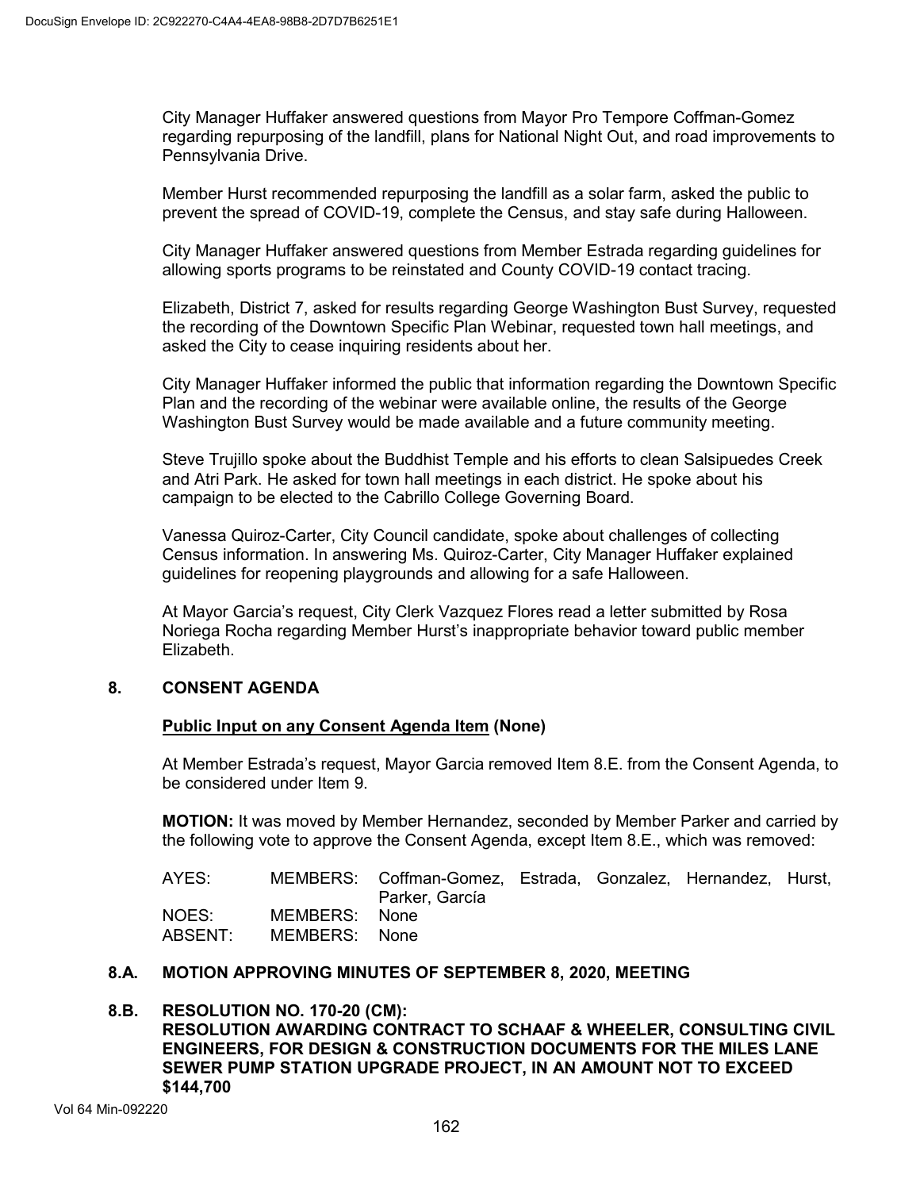City Manager Huffaker answered questions from Mayor Pro Tempore Coffman-Gomez regarding repurposing of the landfill, plans for National Night Out, and road improvements to Pennsylvania Drive.

Member Hurst recommended repurposing the landfill as a solar farm, asked the public to prevent the spread of COVID-19, complete the Census, and stay safe during Halloween.

City Manager Huffaker answered questions from Member Estrada regarding guidelines for allowing sports programs to be reinstated and County COVID-19 contact tracing.

Elizabeth, District 7, asked for results regarding George Washington Bust Survey, requested the recording of the Downtown Specific Plan Webinar, requested town hall meetings, and asked the City to cease inquiring residents about her.

City Manager Huffaker informed the public that information regarding the Downtown Specific Plan and the recording of the webinar were available online, the results of the George Washington Bust Survey would be made available and a future community meeting.

Steve Trujillo spoke about the Buddhist Temple and his efforts to clean Salsipuedes Creek and Atri Park. He asked for town hall meetings in each district. He spoke about his campaign to be elected to the Cabrillo College Governing Board.

Vanessa Quiroz-Carter, City Council candidate, spoke about challenges of collecting Census information. In answering Ms. Quiroz-Carter, City Manager Huffaker explained guidelines for reopening playgrounds and allowing for a safe Halloween.

At Mayor Garcia's request, City Clerk Vazquez Flores read a letter submitted by Rosa Noriega Rocha regarding Member Hurst's inappropriate behavior toward public member Elizabeth.

## 8. CONSENT AGENDA

**Public Input on any Consent Agenda Item (None)**

At Member Estrada's request, Mayor Garcia removed Item 8.E. from the Consent Agenda, to be considered under Item 9.

**MOTION:** It was moved by Member Hernandez, seconded by Member Parker and carried by the following vote to approve the Consent Agenda, except Item 8.E., which was removed:

| | | |
|---|---|---|
| AYES: | MEMBERS: | Coffman-Gomez, Estrada, Gonzalez, Hernandez, Hurst, Parker, García |
| NOES: | MEMBERS: | None |
| ABSENT: | MEMBERS: | None |

## 8.A. MOTION APPROVING MINUTES OF SEPTEMBER 8, 2020, MEETING

## 8.B. RESOLUTION NO. 170-20 (CM): RESOLUTION AWARDING CONTRACT TO SCHAAF & WHEELER, CONSULTING CIVIL ENGINEERS, FOR DESIGN & CONSTRUCTION DOCUMENTS FOR THE MILES LANE SEWER PUMP STATION UPGRADE PROJECT, IN AN AMOUNT NOT TO EXCEED $144,700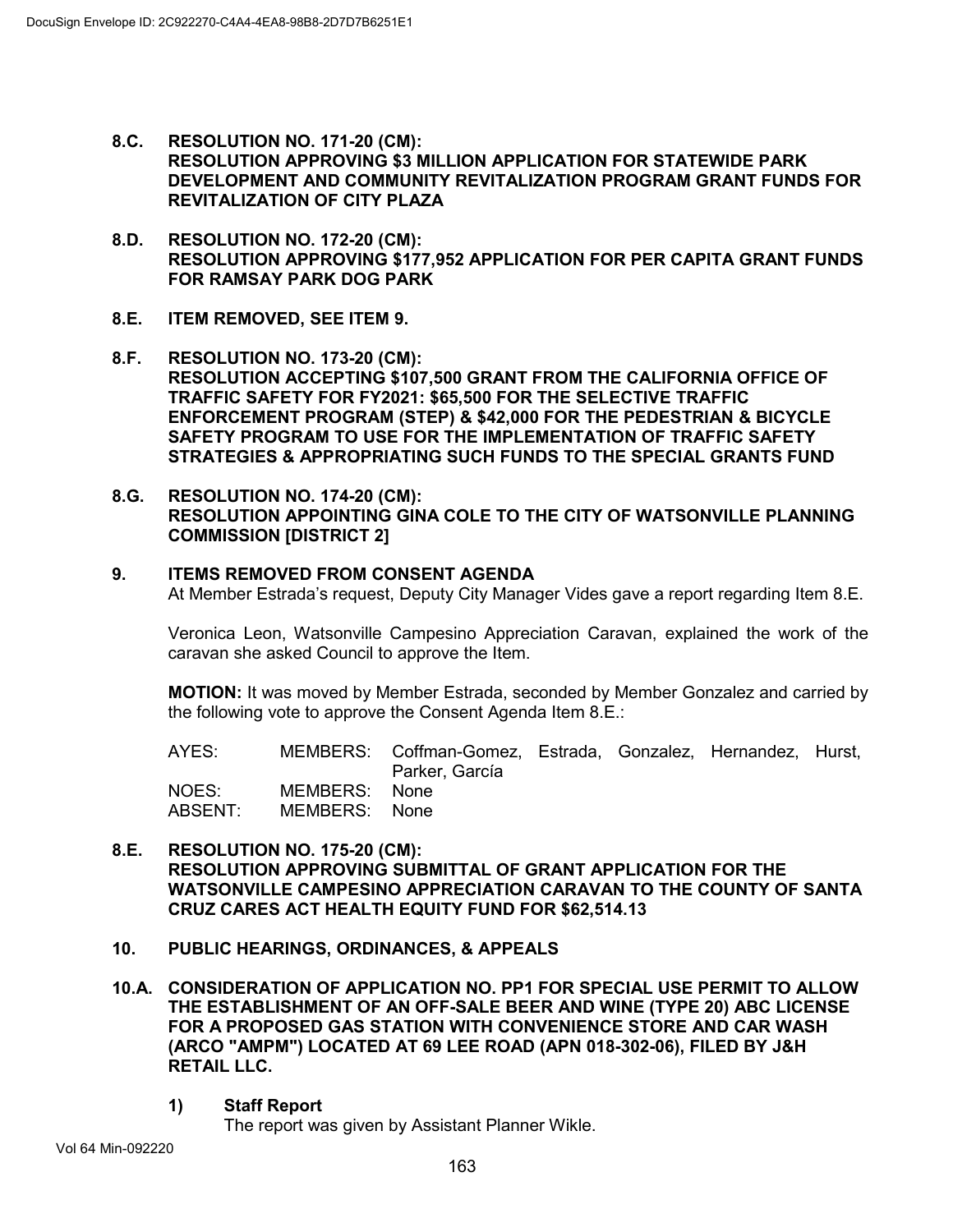**8.C. RESOLUTION NO. 171-20 (CM):**
**RESOLUTION APPROVING $3 MILLION APPLICATION FOR STATEWIDE PARK DEVELOPMENT AND COMMUNITY REVITALIZATION PROGRAM GRANT FUNDS FOR REVITALIZATION OF CITY PLAZA**

**8.D. RESOLUTION NO. 172-20 (CM):**
**RESOLUTION APPROVING $177,952 APPLICATION FOR PER CAPITA GRANT FUNDS FOR RAMSAY PARK DOG PARK**

**8.E. ITEM REMOVED, SEE ITEM 9.**

**8.F. RESOLUTION NO. 173-20 (CM):**
**RESOLUTION ACCEPTING $107,500 GRANT FROM THE CALIFORNIA OFFICE OF TRAFFIC SAFETY FOR FY2021: $65,500 FOR THE SELECTIVE TRAFFIC ENFORCEMENT PROGRAM (STEP) & $42,000 FOR THE PEDESTRIAN & BICYCLE SAFETY PROGRAM TO USE FOR THE IMPLEMENTATION OF TRAFFIC SAFETY STRATEGIES & APPROPRIATING SUCH FUNDS TO THE SPECIAL GRANTS FUND**

**8.G. RESOLUTION NO. 174-20 (CM):**
**RESOLUTION APPOINTING GINA COLE TO THE CITY OF WATSONVILLE PLANNING COMMISSION [DISTRICT 2]**

**9. ITEMS REMOVED FROM CONSENT AGENDA**

At Member Estrada's request, Deputy City Manager Vides gave a report regarding Item 8.E.

Veronica Leon, Watsonville Campesino Appreciation Caravan, explained the work of the caravan she asked Council to approve the Item.

**MOTION:** It was moved by Member Estrada, seconded by Member Gonzalez and carried by the following vote to approve the Consent Agenda Item 8.E.:

| | | |
|---|---|---|
| AYES: | MEMBERS: | Coffman-Gomez, Estrada, Gonzalez, Hernandez, Hurst, Parker, García |
| NOES: | MEMBERS: | None |
| ABSENT: | MEMBERS: | None |

**8.E. RESOLUTION NO. 175-20 (CM):**
**RESOLUTION APPROVING SUBMITTAL OF GRANT APPLICATION FOR THE WATSONVILLE CAMPESINO APPRECIATION CARAVAN TO THE COUNTY OF SANTA CRUZ CARES ACT HEALTH EQUITY FUND FOR $62,514.13**

**10. PUBLIC HEARINGS, ORDINANCES, & APPEALS**

**10.A. CONSIDERATION OF APPLICATION NO. PP1 FOR SPECIAL USE PERMIT TO ALLOW THE ESTABLISHMENT OF AN OFF-SALE BEER AND WINE (TYPE 20) ABC LICENSE FOR A PROPOSED GAS STATION WITH CONVENIENCE STORE AND CAR WASH (ARCO "AMPM") LOCATED AT 69 LEE ROAD (APN 018-302-06), FILED BY J&H RETAIL LLC.**

**1) Staff Report**

The report was given by Assistant Planner Wikle.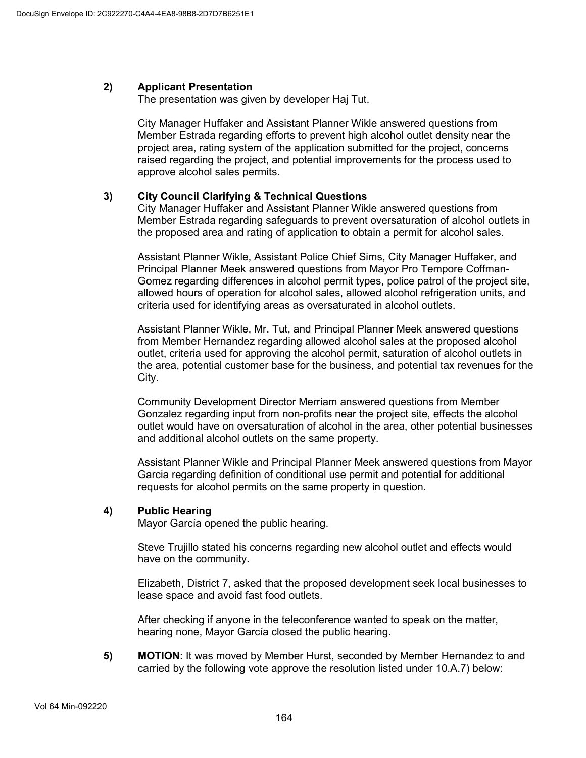**2) Applicant Presentation**

The presentation was given by developer Haj Tut.

City Manager Huffaker and Assistant Planner Wikle answered questions from Member Estrada regarding efforts to prevent high alcohol outlet density near the project area, rating system of the application submitted for the project, concerns raised regarding the project, and potential improvements for the process used to approve alcohol sales permits.

**3) City Council Clarifying & Technical Questions**

City Manager Huffaker and Assistant Planner Wikle answered questions from Member Estrada regarding safeguards to prevent oversaturation of alcohol outlets in the proposed area and rating of application to obtain a permit for alcohol sales.

Assistant Planner Wikle, Assistant Police Chief Sims, City Manager Huffaker, and Principal Planner Meek answered questions from Mayor Pro Tempore Coffman-Gomez regarding differences in alcohol permit types, police patrol of the project site, allowed hours of operation for alcohol sales, allowed alcohol refrigeration units, and criteria used for identifying areas as oversaturated in alcohol outlets.

Assistant Planner Wikle, Mr. Tut, and Principal Planner Meek answered questions from Member Hernandez regarding allowed alcohol sales at the proposed alcohol outlet, criteria used for approving the alcohol permit, saturation of alcohol outlets in the area, potential customer base for the business, and potential tax revenues for the City.

Community Development Director Merriam answered questions from Member Gonzalez regarding input from non-profits near the project site, effects the alcohol outlet would have on oversaturation of alcohol in the area, other potential businesses and additional alcohol outlets on the same property.

Assistant Planner Wikle and Principal Planner Meek answered questions from Mayor Garcia regarding definition of conditional use permit and potential for additional requests for alcohol permits on the same property in question.

**4) Public Hearing**

Mayor García opened the public hearing.

Steve Trujillo stated his concerns regarding new alcohol outlet and effects would have on the community.

Elizabeth, District 7, asked that the proposed development seek local businesses to lease space and avoid fast food outlets.

After checking if anyone in the teleconference wanted to speak on the matter, hearing none, Mayor García closed the public hearing.

**5) MOTION**: It was moved by Member Hurst, seconded by Member Hernandez to and carried by the following vote approve the resolution listed under 10.A.7) below: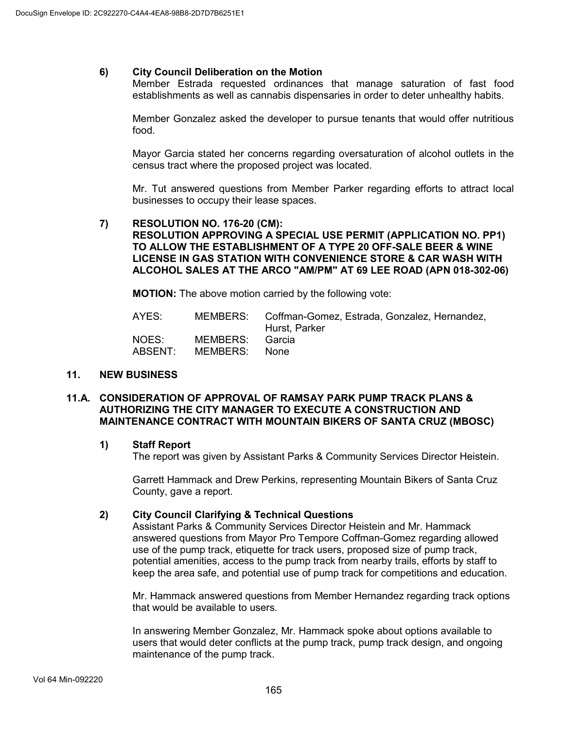### 6) City Council Deliberation on the Motion

Member Estrada requested ordinances that manage saturation of fast food establishments as well as cannabis dispensaries in order to deter unhealthy habits.

Member Gonzalez asked the developer to pursue tenants that would offer nutritious food.

Mayor Garcia stated her concerns regarding oversaturation of alcohol outlets in the census tract where the proposed project was located.

Mr. Tut answered questions from Member Parker regarding efforts to attract local businesses to occupy their lease spaces.

### 7) RESOLUTION NO. 176-20 (CM): RESOLUTION APPROVING A SPECIAL USE PERMIT (APPLICATION NO. PP1) TO ALLOW THE ESTABLISHMENT OF A TYPE 20 OFF-SALE BEER & WINE LICENSE IN GAS STATION WITH CONVENIENCE STORE & CAR WASH WITH ALCOHOL SALES AT THE ARCO "AM/PM" AT 69 LEE ROAD (APN 018-302-06)

**MOTION:** The above motion carried by the following vote:

| | | |
|---|---|---|
| AYES: | MEMBERS: | Coffman-Gomez, Estrada, Gonzalez, Hernandez, Hurst, Parker |
| NOES: | MEMBERS: | Garcia |
| ABSENT: | MEMBERS: | None |

## 11. NEW BUSINESS

## 11.A. CONSIDERATION OF APPROVAL OF RAMSAY PARK PUMP TRACK PLANS & AUTHORIZING THE CITY MANAGER TO EXECUTE A CONSTRUCTION AND MAINTENANCE CONTRACT WITH MOUNTAIN BIKERS OF SANTA CRUZ (MBOSC)

### 1) Staff Report

The report was given by Assistant Parks & Community Services Director Heistein.

Garrett Hammack and Drew Perkins, representing Mountain Bikers of Santa Cruz County, gave a report.

### 2) City Council Clarifying & Technical Questions

Assistant Parks & Community Services Director Heistein and Mr. Hammack answered questions from Mayor Pro Tempore Coffman-Gomez regarding allowed use of the pump track, etiquette for track users, proposed size of pump track, potential amenities, access to the pump track from nearby trails, efforts by staff to keep the area safe, and potential use of pump track for competitions and education.

Mr. Hammack answered questions from Member Hernandez regarding track options that would be available to users.

In answering Member Gonzalez, Mr. Hammack spoke about options available to users that would deter conflicts at the pump track, pump track design, and ongoing maintenance of the pump track.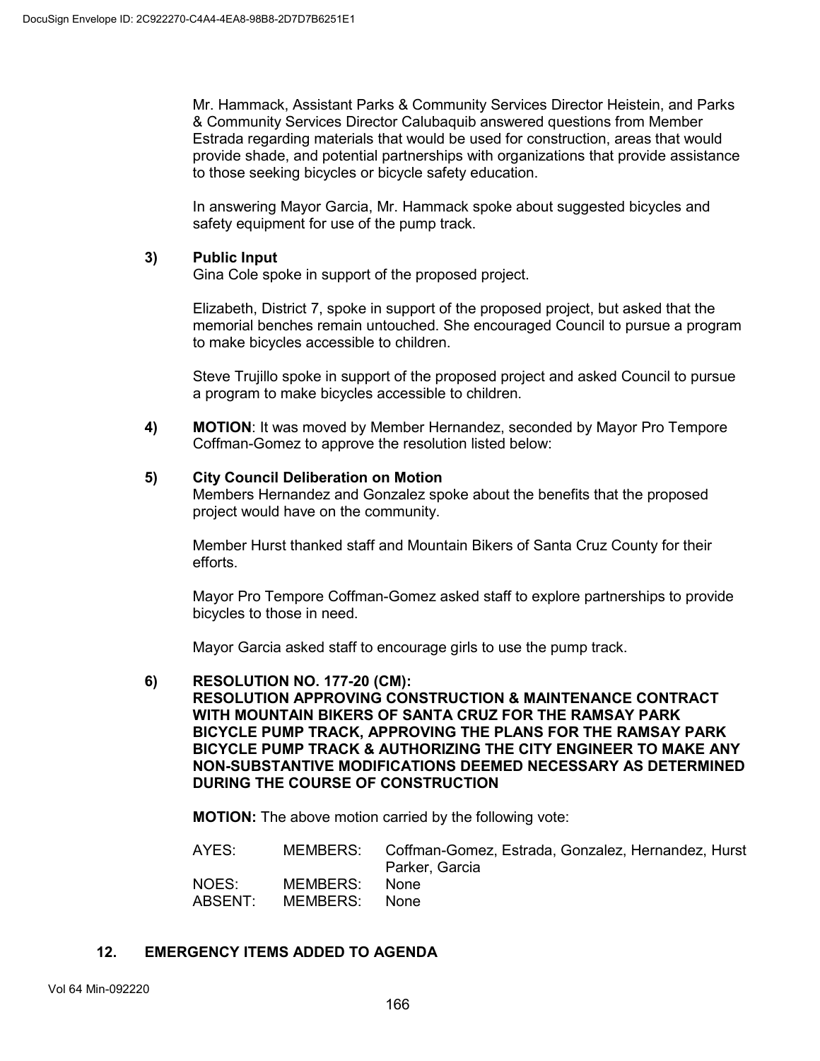Mr. Hammack, Assistant Parks & Community Services Director Heistein, and Parks & Community Services Director Calubaquib answered questions from Member Estrada regarding materials that would be used for construction, areas that would provide shade, and potential partnerships with organizations that provide assistance to those seeking bicycles or bicycle safety education.

In answering Mayor Garcia, Mr. Hammack spoke about suggested bicycles and safety equipment for use of the pump track.

**3) Public Input**

Gina Cole spoke in support of the proposed project.

Elizabeth, District 7, spoke in support of the proposed project, but asked that the memorial benches remain untouched. She encouraged Council to pursue a program to make bicycles accessible to children.

Steve Trujillo spoke in support of the proposed project and asked Council to pursue a program to make bicycles accessible to children.

**4) MOTION**: It was moved by Member Hernandez, seconded by Mayor Pro Tempore Coffman-Gomez to approve the resolution listed below:

**5) City Council Deliberation on Motion**

Members Hernandez and Gonzalez spoke about the benefits that the proposed project would have on the community.

Member Hurst thanked staff and Mountain Bikers of Santa Cruz County for their efforts.

Mayor Pro Tempore Coffman-Gomez asked staff to explore partnerships to provide bicycles to those in need.

Mayor Garcia asked staff to encourage girls to use the pump track.

**6) RESOLUTION NO. 177-20 (CM):**
**RESOLUTION APPROVING CONSTRUCTION & MAINTENANCE CONTRACT WITH MOUNTAIN BIKERS OF SANTA CRUZ FOR THE RAMSAY PARK BICYCLE PUMP TRACK, APPROVING THE PLANS FOR THE RAMSAY PARK BICYCLE PUMP TRACK & AUTHORIZING THE CITY ENGINEER TO MAKE ANY NON-SUBSTANTIVE MODIFICATIONS DEEMED NECESSARY AS DETERMINED DURING THE COURSE OF CONSTRUCTION**

**MOTION:** The above motion carried by the following vote:

| | | |
|---|---|---|
| AYES: | MEMBERS: | Coffman-Gomez, Estrada, Gonzalez, Hernandez, Hurst Parker, Garcia |
| NOES: | MEMBERS: | None |
| ABSENT: | MEMBERS: | None |

## 12. EMERGENCY ITEMS ADDED TO AGENDA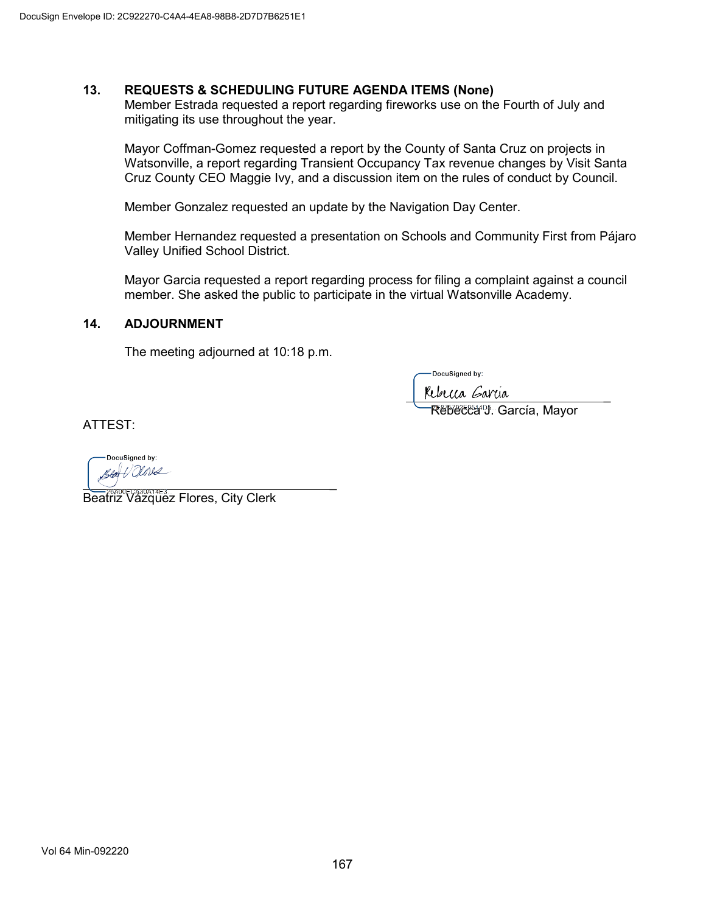## 13. REQUESTS & SCHEDULING FUTURE AGENDA ITEMS (None)

Member Estrada requested a report regarding fireworks use on the Fourth of July and mitigating its use throughout the year.

Mayor Coffman-Gomez requested a report by the County of Santa Cruz on projects in Watsonville, a report regarding Transient Occupancy Tax revenue changes by Visit Santa Cruz County CEO Maggie Ivy, and a discussion item on the rules of conduct by Council.

Member Gonzalez requested an update by the Navigation Day Center.

Member Hernandez requested a presentation on Schools and Community First from Pájaro Valley Unified School District.

Mayor Garcia requested a report regarding process for filing a complaint against a council member. She asked the public to participate in the virtual Watsonville Academy.

## 14. ADJOURNMENT

The meeting adjourned at 10:18 p.m.

DocuSigned by:

Rebecca Garcia

_______________________________

Rebecca J. García, Mayor

ATTEST:

DocuSigned by:

_______________________________

Beatriz Vázquez Flores, City Clerk

Vol 64 Min-092220